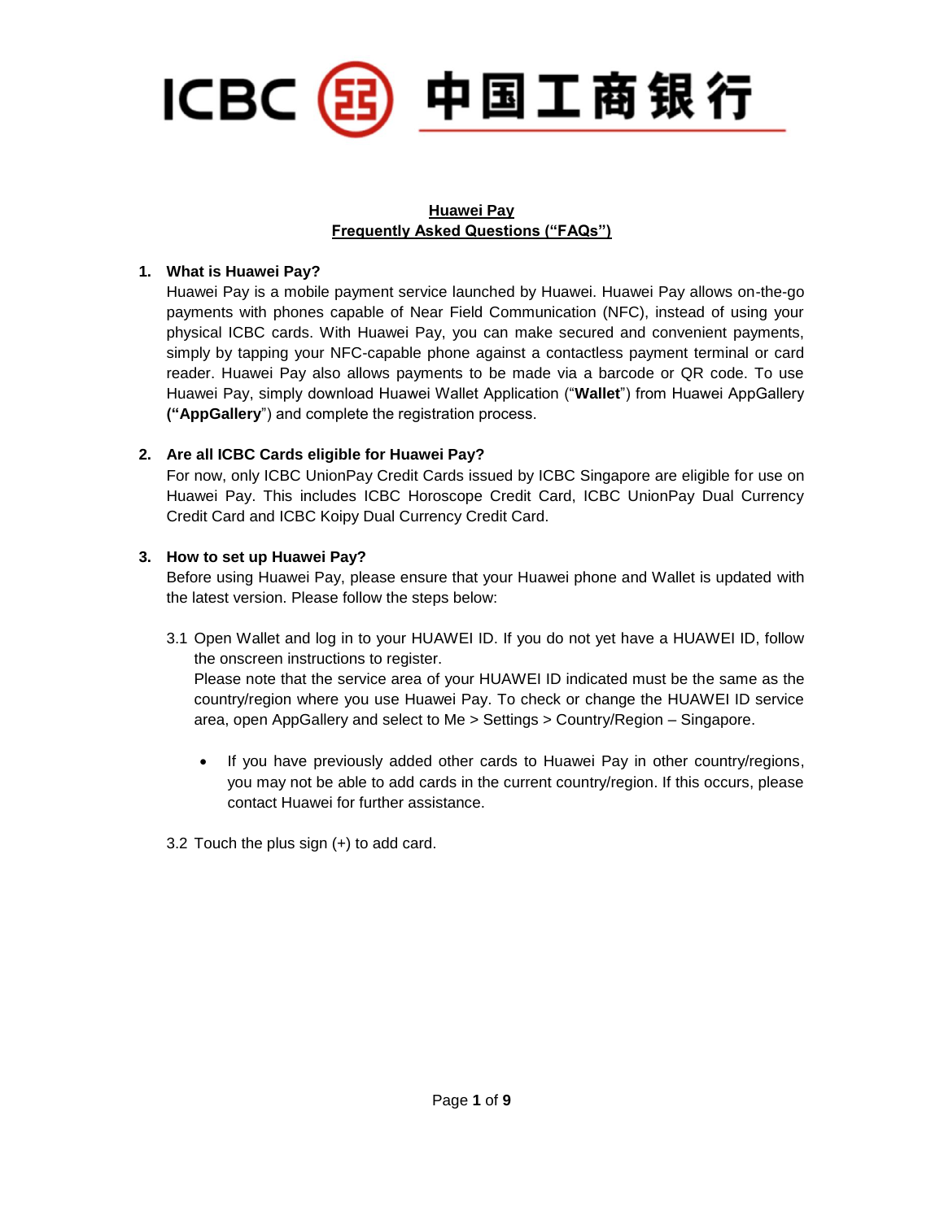ICBC 中国工商银行

# Huawei Pay
## Frequently Asked Questions ("FAQs")

1. **What is Huawei Pay?**

   Huawei Pay is a mobile payment service launched by Huawei. Huawei Pay allows on-the-go payments with phones capable of Near Field Communication (NFC), instead of using your physical ICBC cards. With Huawei Pay, you can make secured and convenient payments, simply by tapping your NFC-capable phone against a contactless payment terminal or card reader. Huawei Pay also allows payments to be made via a barcode or QR code. To use Huawei Pay, simply download Huawei Wallet Application ("**Wallet**") from Huawei AppGallery **("AppGallery**") and complete the registration process.

2. **Are all ICBC Cards eligible for Huawei Pay?**

   For now, only ICBC UnionPay Credit Cards issued by ICBC Singapore are eligible for use on Huawei Pay. This includes ICBC Horoscope Credit Card, ICBC UnionPay Dual Currency Credit Card and ICBC Koipy Dual Currency Credit Card.

3. **How to set up Huawei Pay?**

   Before using Huawei Pay, please ensure that your Huawei phone and Wallet is updated with the latest version. Please follow the steps below:

   3.1 Open Wallet and log in to your HUAWEI ID. If you do not yet have a HUAWEI ID, follow the onscreen instructions to register.
   Please note that the service area of your HUAWEI ID indicated must be the same as the country/region where you use Huawei Pay. To check or change the HUAWEI ID service area, open AppGallery and select to Me > Settings > Country/Region – Singapore.

   - If you have previously added other cards to Huawei Pay in other country/regions, you may not be able to add cards in the current country/region. If this occurs, please contact Huawei for further assistance.

   3.2 Touch the plus sign (+) to add card.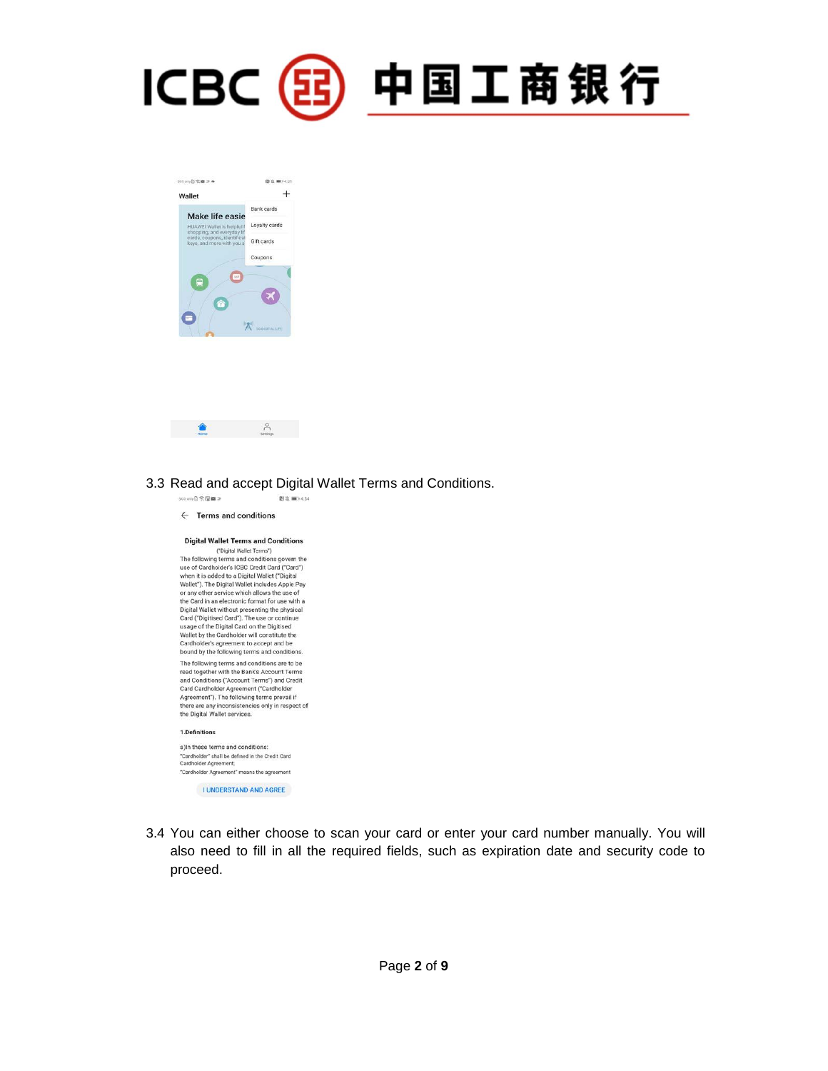3.3 Read and accept Digital Wallet Terms and Conditions.

3.4 You can either choose to scan your card or enter your card number manually. You will also need to fill in all the required fields, such as expiration date and security code to proceed.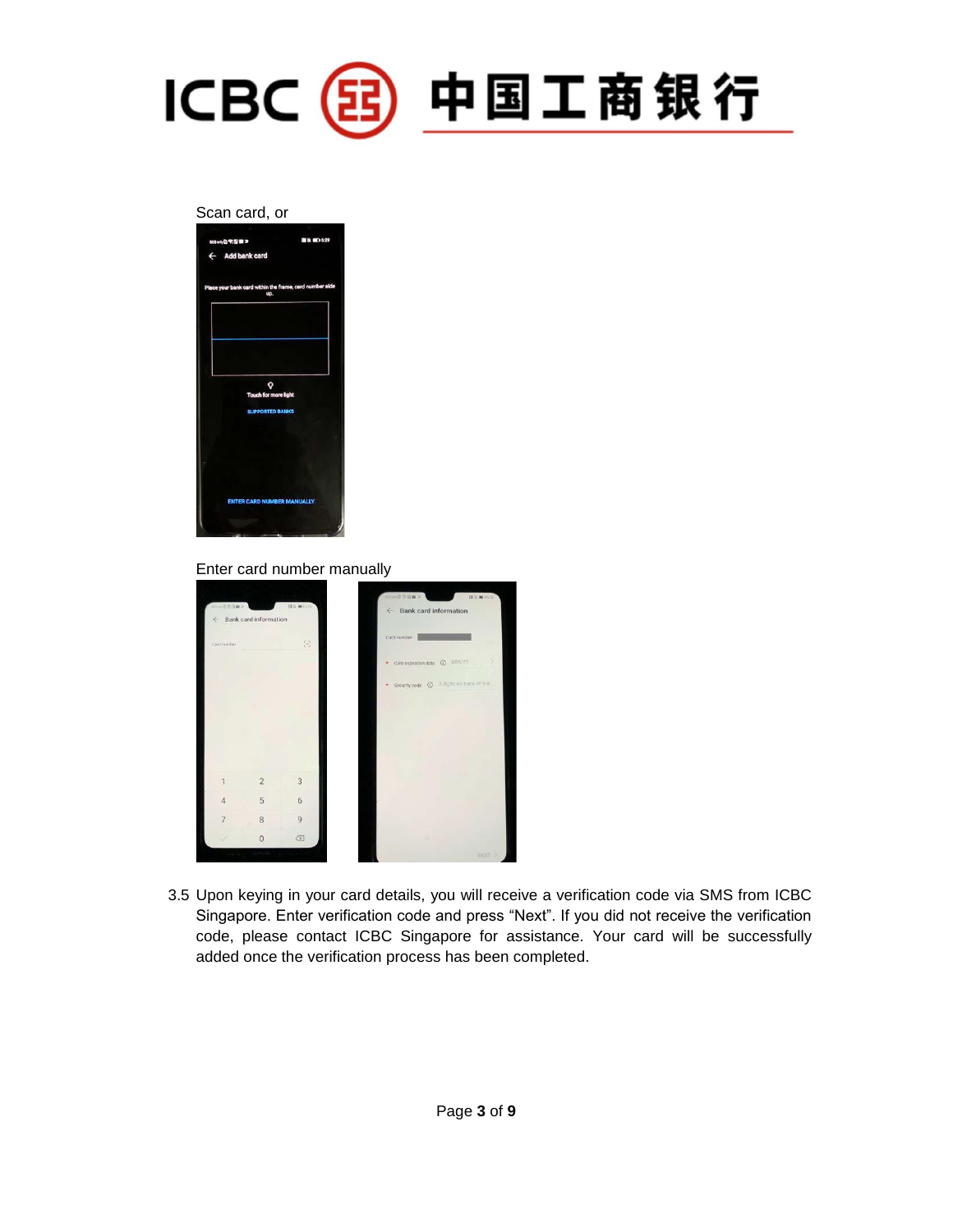Scan card, or

Enter card number manually

3.5 Upon keying in your card details, you will receive a verification code via SMS from ICBC Singapore. Enter verification code and press "Next". If you did not receive the verification code, please contact ICBC Singapore for assistance. Your card will be successfully added once the verification process has been completed.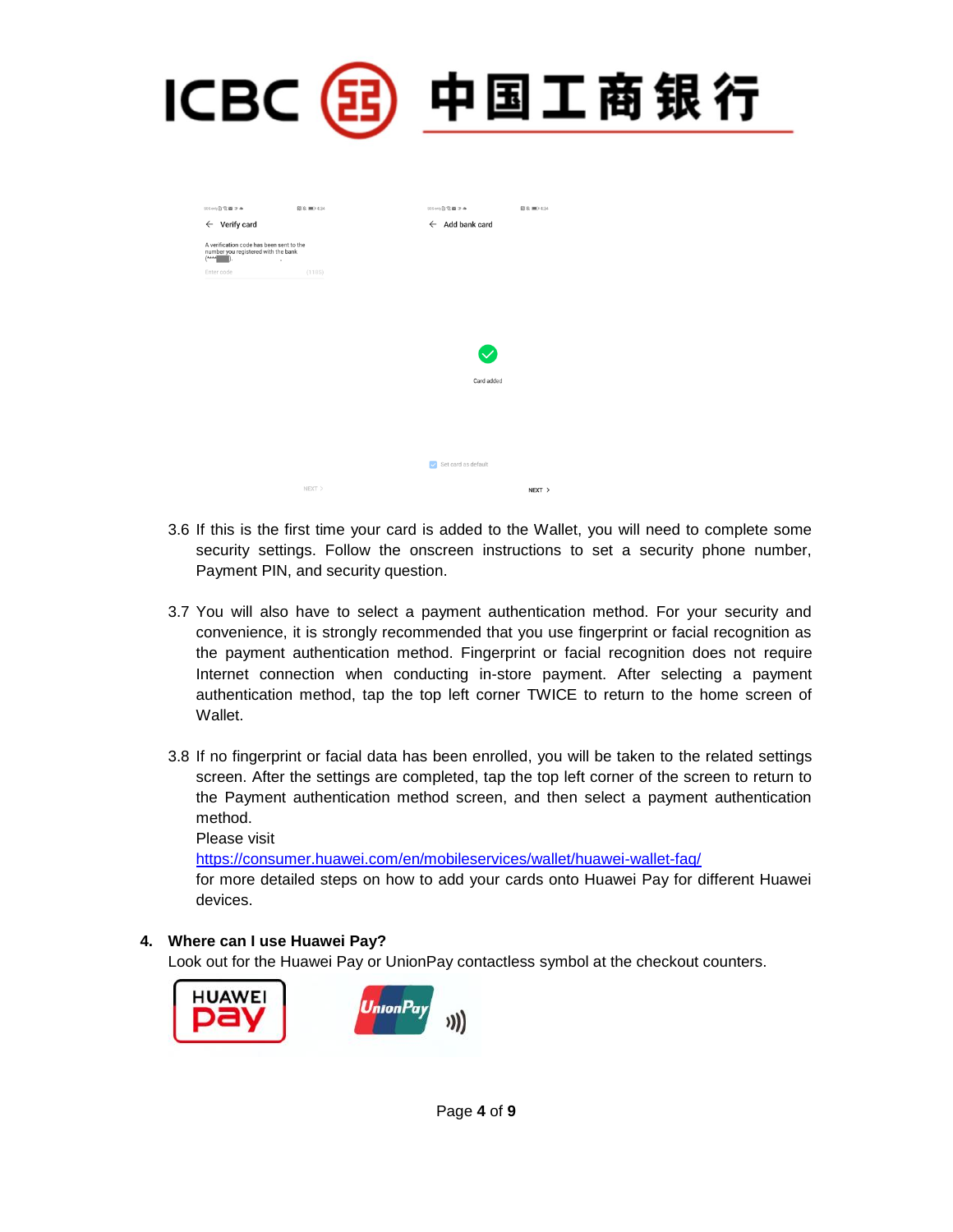3.6 If this is the first time your card is added to the Wallet, you will need to complete some security settings. Follow the onscreen instructions to set a security phone number, Payment PIN, and security question.

3.7 You will also have to select a payment authentication method. For your security and convenience, it is strongly recommended that you use fingerprint or facial recognition as the payment authentication method. Fingerprint or facial recognition does not require Internet connection when conducting in-store payment. After selecting a payment authentication method, tap the top left corner TWICE to return to the home screen of Wallet.

3.8 If no fingerprint or facial data has been enrolled, you will be taken to the related settings screen. After the settings are completed, tap the top left corner of the screen to return to the Payment authentication method screen, and then select a payment authentication method.
Please visit
https://consumer.huawei.com/en/mobileservices/wallet/huawei-wallet-faq/
for more detailed steps on how to add your cards onto Huawei Pay for different Huawei devices.

**4. Where can I use Huawei Pay?**

Look out for the Huawei Pay or UnionPay contactless symbol at the checkout counters.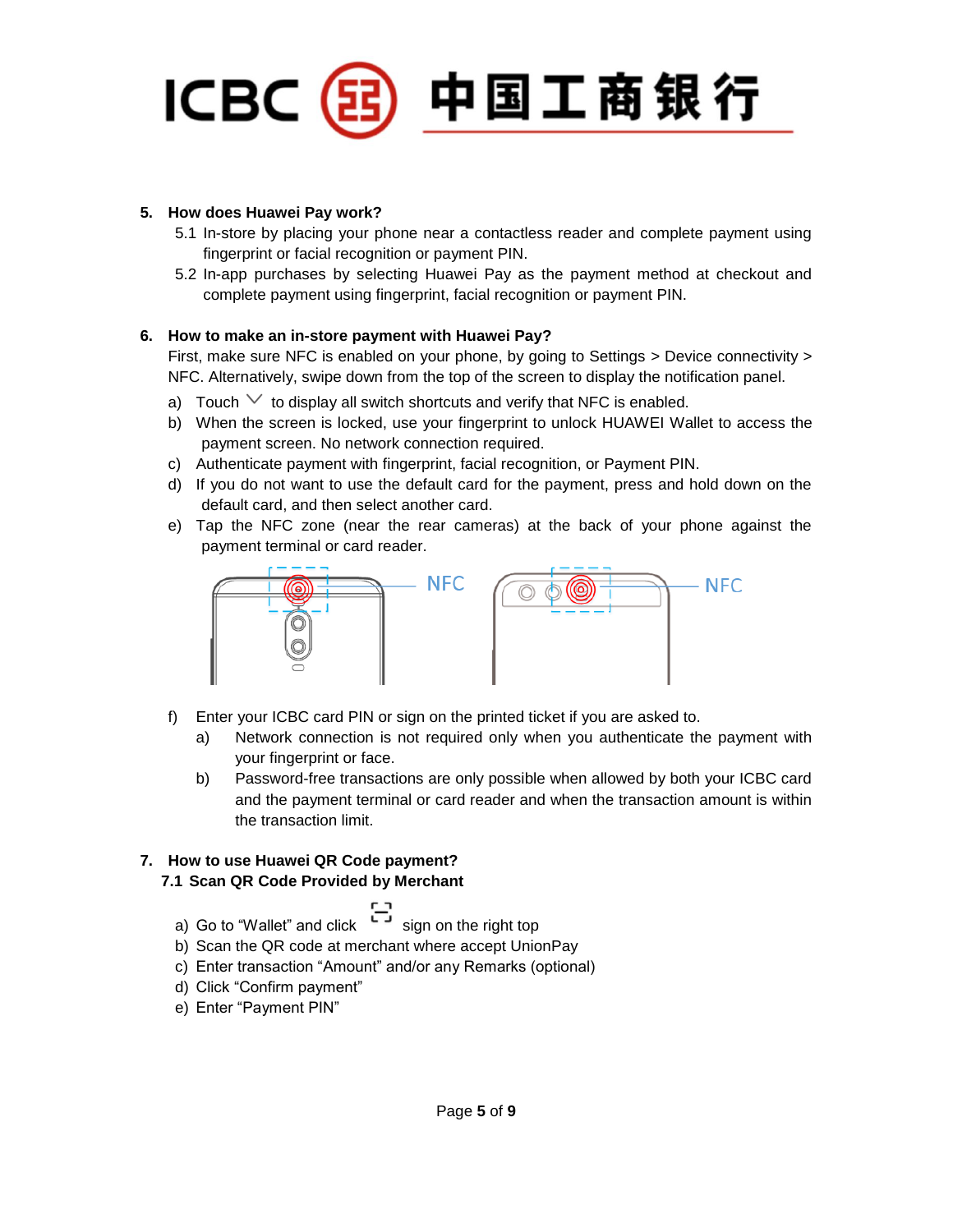5. **How does Huawei Pay work?**

   5.1 In-store by placing your phone near a contactless reader and complete payment using fingerprint or facial recognition or payment PIN.

   5.2 In-app purchases by selecting Huawei Pay as the payment method at checkout and complete payment using fingerprint, facial recognition or payment PIN.

6. **How to make an in-store payment with Huawei Pay?**

   First, make sure NFC is enabled on your phone, by going to Settings > Device connectivity > NFC. Alternatively, swipe down from the top of the screen to display the notification panel.

   a) Touch ∨ to display all switch shortcuts and verify that NFC is enabled.
   b) When the screen is locked, use your fingerprint to unlock HUAWEI Wallet to access the payment screen. No network connection required.
   c) Authenticate payment with fingerprint, facial recognition, or Payment PIN.
   d) If you do not want to use the default card for the payment, press and hold down on the default card, and then select another card.
   e) Tap the NFC zone (near the rear cameras) at the back of your phone against the payment terminal or card reader.

   NFC NFC

   f) Enter your ICBC card PIN or sign on the printed ticket if you are asked to.
      a) Network connection is not required only when you authenticate the payment with your fingerprint or face.
      b) Password-free transactions are only possible when allowed by both your ICBC card and the payment terminal or card reader and when the transaction amount is within the transaction limit.

7. **How to use Huawei QR Code payment?**

   **7.1 Scan QR Code Provided by Merchant**

   a) Go to "Wallet" and click sign on the right top
   b) Scan the QR code at merchant where accept UnionPay
   c) Enter transaction "Amount" and/or any Remarks (optional)
   d) Click "Confirm payment"
   e) Enter "Payment PIN"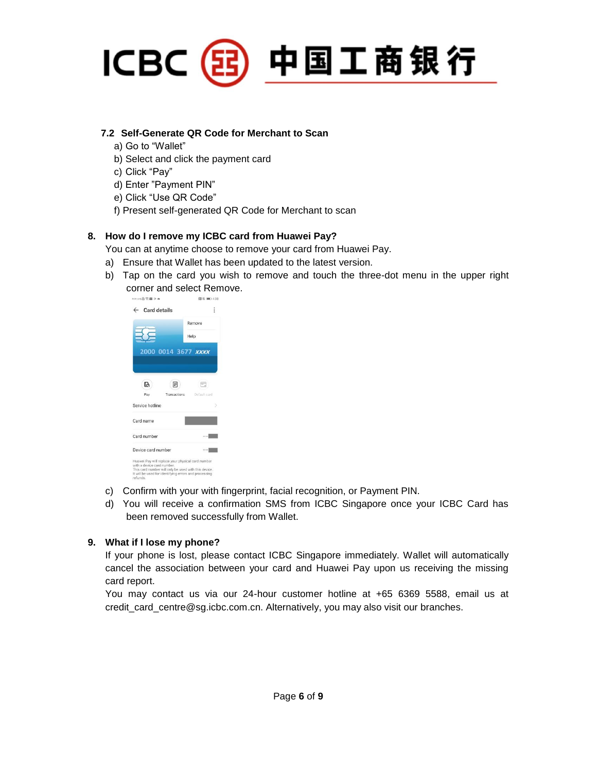### 7.2 Self-Generate QR Code for Merchant to Scan

a) Go to "Wallet"
b) Select and click the payment card
c) Click "Pay"
d) Enter "Payment PIN"
e) Click "Use QR Code"
f) Present self-generated QR Code for Merchant to scan

## 8. How do I remove my ICBC card from Huawei Pay?

You can at anytime choose to remove your card from Huawei Pay.

a) Ensure that Wallet has been updated to the latest version.
b) Tap on the card you wish to remove and touch the three-dot menu in the upper right corner and select Remove.
c) Confirm with your with fingerprint, facial recognition, or Payment PIN.
d) You will receive a confirmation SMS from ICBC Singapore once your ICBC Card has been removed successfully from Wallet.

## 9. What if I lose my phone?

If your phone is lost, please contact ICBC Singapore immediately. Wallet will automatically cancel the association between your card and Huawei Pay upon us receiving the missing card report.

You may contact us via our 24-hour customer hotline at +65 6369 5588, email us at credit_card_centre@sg.icbc.com.cn. Alternatively, you may also visit our branches.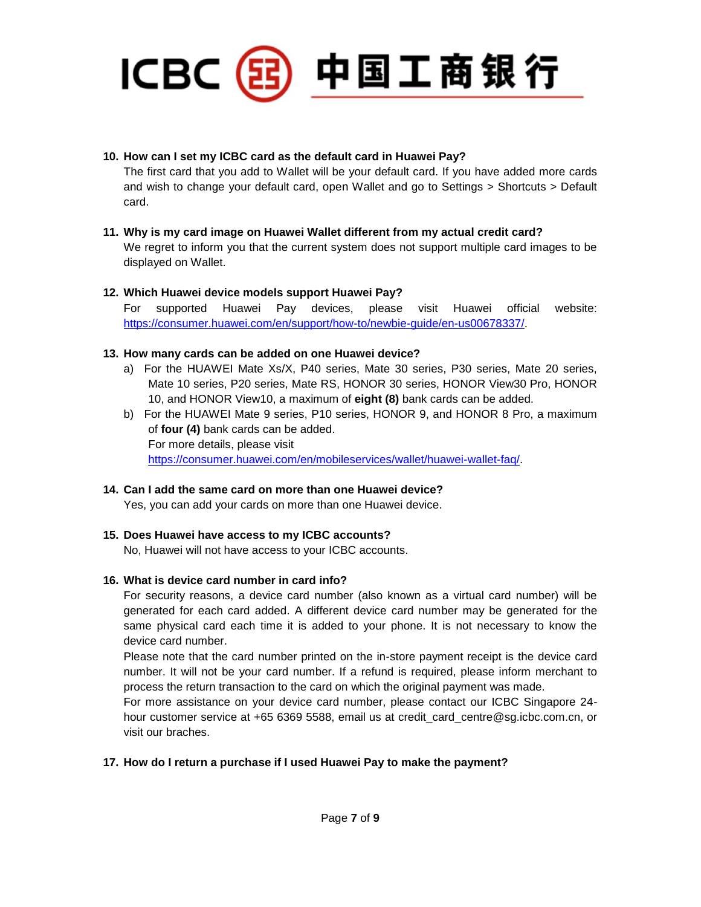10. **How can I set my ICBC card as the default card in Huawei Pay?**
    The first card that you add to Wallet will be your default card. If you have added more cards and wish to change your default card, open Wallet and go to Settings > Shortcuts > Default card.

11. **Why is my card image on Huawei Wallet different from my actual credit card?**
    We regret to inform you that the current system does not support multiple card images to be displayed on Wallet.

12. **Which Huawei device models support Huawei Pay?**
    For supported Huawei Pay devices, please visit Huawei official website: https://consumer.huawei.com/en/support/how-to/newbie-guide/en-us00678337/.

13. **How many cards can be added on one Huawei device?**
    a) For the HUAWEI Mate Xs/X, P40 series, Mate 30 series, P30 series, Mate 20 series, Mate 10 series, P20 series, Mate RS, HONOR 30 series, HONOR View30 Pro, HONOR 10, and HONOR View10, a maximum of **eight (8)** bank cards can be added.
    b) For the HUAWEI Mate 9 series, P10 series, HONOR 9, and HONOR 8 Pro, a maximum of **four (4)** bank cards can be added.
    For more details, please visit https://consumer.huawei.com/en/mobileservices/wallet/huawei-wallet-faq/.

14. **Can I add the same card on more than one Huawei device?**
    Yes, you can add your cards on more than one Huawei device.

15. **Does Huawei have access to my ICBC accounts?**
    No, Huawei will not have access to your ICBC accounts.

16. **What is device card number in card info?**
    For security reasons, a device card number (also known as a virtual card number) will be generated for each card added. A different device card number may be generated for the same physical card each time it is added to your phone. It is not necessary to know the device card number.
    Please note that the card number printed on the in-store payment receipt is the device card number. It will not be your card number. If a refund is required, please inform merchant to process the return transaction to the card on which the original payment was made.
    For more assistance on your device card number, please contact our ICBC Singapore 24-hour customer service at +65 6369 5588, email us at credit_card_centre@sg.icbc.com.cn, or visit our braches.

17. **How do I return a purchase if I used Huawei Pay to make the payment?**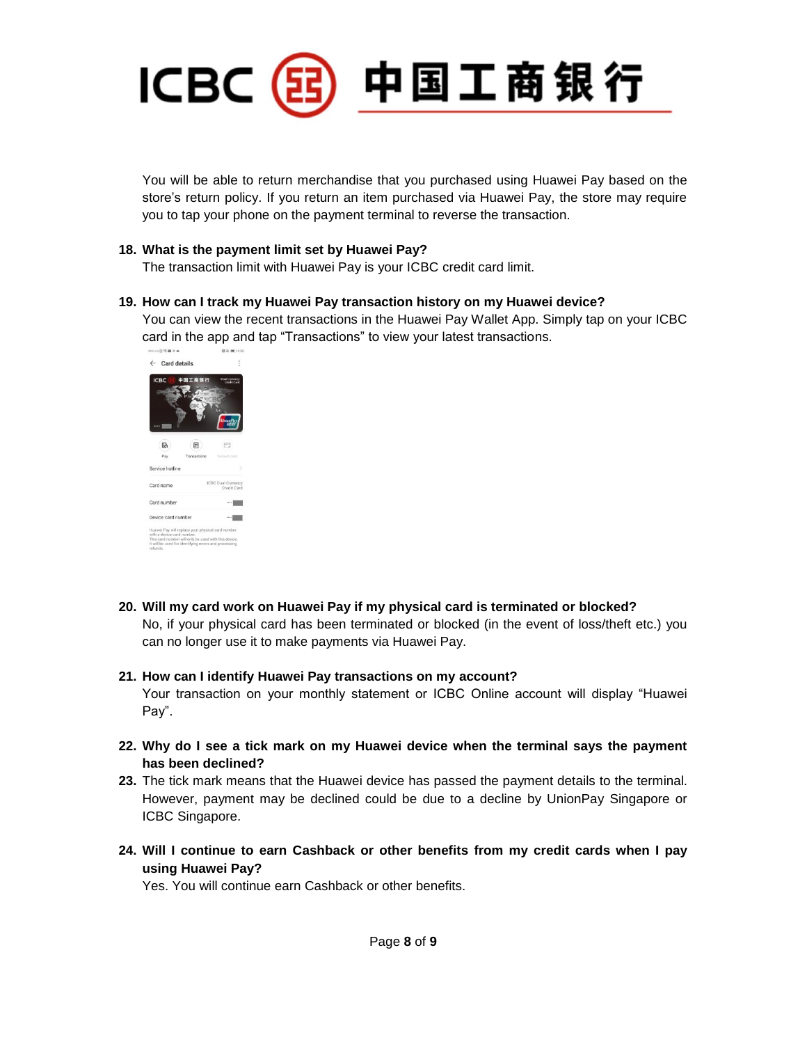You will be able to return merchandise that you purchased using Huawei Pay based on the store's return policy. If you return an item purchased via Huawei Pay, the store may require you to tap your phone on the payment terminal to reverse the transaction.

18. **What is the payment limit set by Huawei Pay?**
    The transaction limit with Huawei Pay is your ICBC credit card limit.

19. **How can I track my Huawei Pay transaction history on my Huawei device?**
    You can view the recent transactions in the Huawei Pay Wallet App. Simply tap on your ICBC card in the app and tap "Transactions" to view your latest transactions.

20. **Will my card work on Huawei Pay if my physical card is terminated or blocked?**
    No, if your physical card has been terminated or blocked (in the event of loss/theft etc.) you can no longer use it to make payments via Huawei Pay.

21. **How can I identify Huawei Pay transactions on my account?**
    Your transaction on your monthly statement or ICBC Online account will display "Huawei Pay".

22. **Why do I see a tick mark on my Huawei device when the terminal says the payment has been declined?**

23. The tick mark means that the Huawei device has passed the payment details to the terminal. However, payment may be declined could be due to a decline by UnionPay Singapore or ICBC Singapore.

24. **Will I continue to earn Cashback or other benefits from my credit cards when I pay using Huawei Pay?**
    Yes. You will continue earn Cashback or other benefits.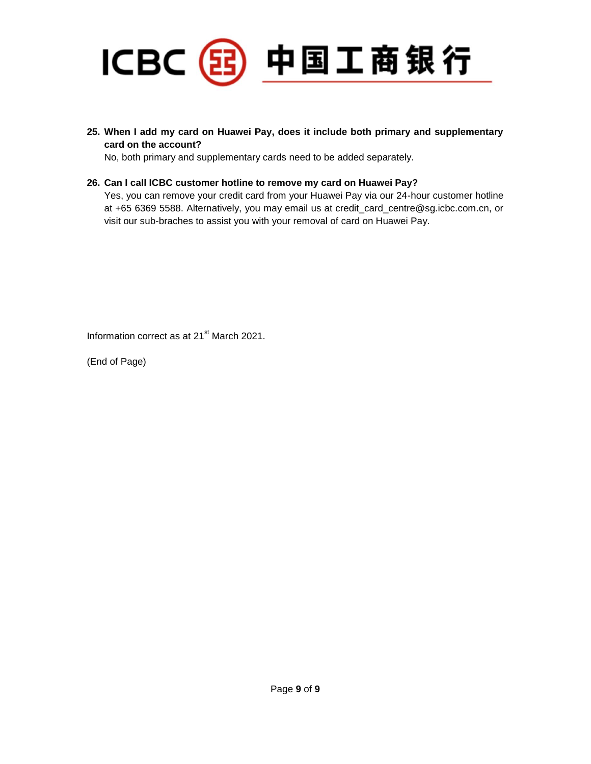**25. When I add my card on Huawei Pay, does it include both primary and supplementary card on the account?**

No, both primary and supplementary cards need to be added separately.

**26. Can I call ICBC customer hotline to remove my card on Huawei Pay?**

Yes, you can remove your credit card from your Huawei Pay via our 24-hour customer hotline at +65 6369 5588. Alternatively, you may email us at credit_card_centre@sg.icbc.com.cn, or visit our sub-braches to assist you with your removal of card on Huawei Pay.

Information correct as at 21st March 2021.

(End of Page)